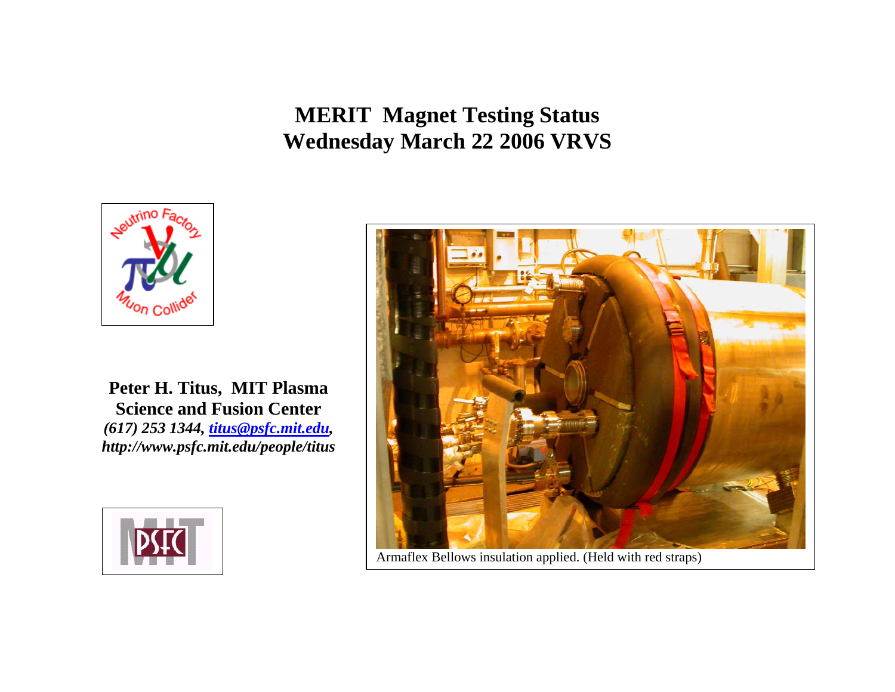# MERIT Magnet Testing Status
# Wednesday March 22 2006 VRVS

**Peter H. Titus, MIT Plasma Science and Fusion Center**
***(617) 253 1344, titus@psfc.mit.edu, http://www.psfc.mit.edu/people/titus***

Armaflex Bellows insulation applied. (Held with red straps)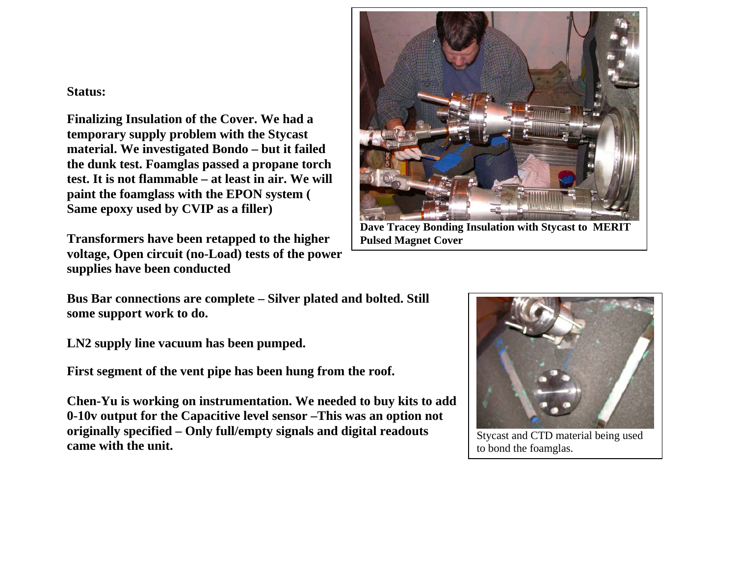**Status:**

**Finalizing Insulation of the Cover. We had a temporary supply problem with the Stycast material. We investigated Bondo – but it failed the dunk test. Foamglas passed a propane torch test. It is not flammable – at least in air. We will paint the foamglass with the EPON system ( Same epoxy used by CVIP as a filler)**

**Dave Tracey Bonding Insulation with Stycast to MERIT Pulsed Magnet Cover**

**Transformers have been retapped to the higher voltage, Open circuit (no-Load) tests of the power supplies have been conducted**

**Bus Bar connections are complete – Silver plated and bolted. Still some support work to do.**

**LN2 supply line vacuum has been pumped.**

**First segment of the vent pipe has been hung from the roof.**

**Chen-Yu is working on instrumentation. We needed to buy kits to add 0-10v output for the Capacitive level sensor –This was an option not originally specified – Only full/empty signals and digital readouts came with the unit.**

Stycast and CTD material being used to bond the foamglas.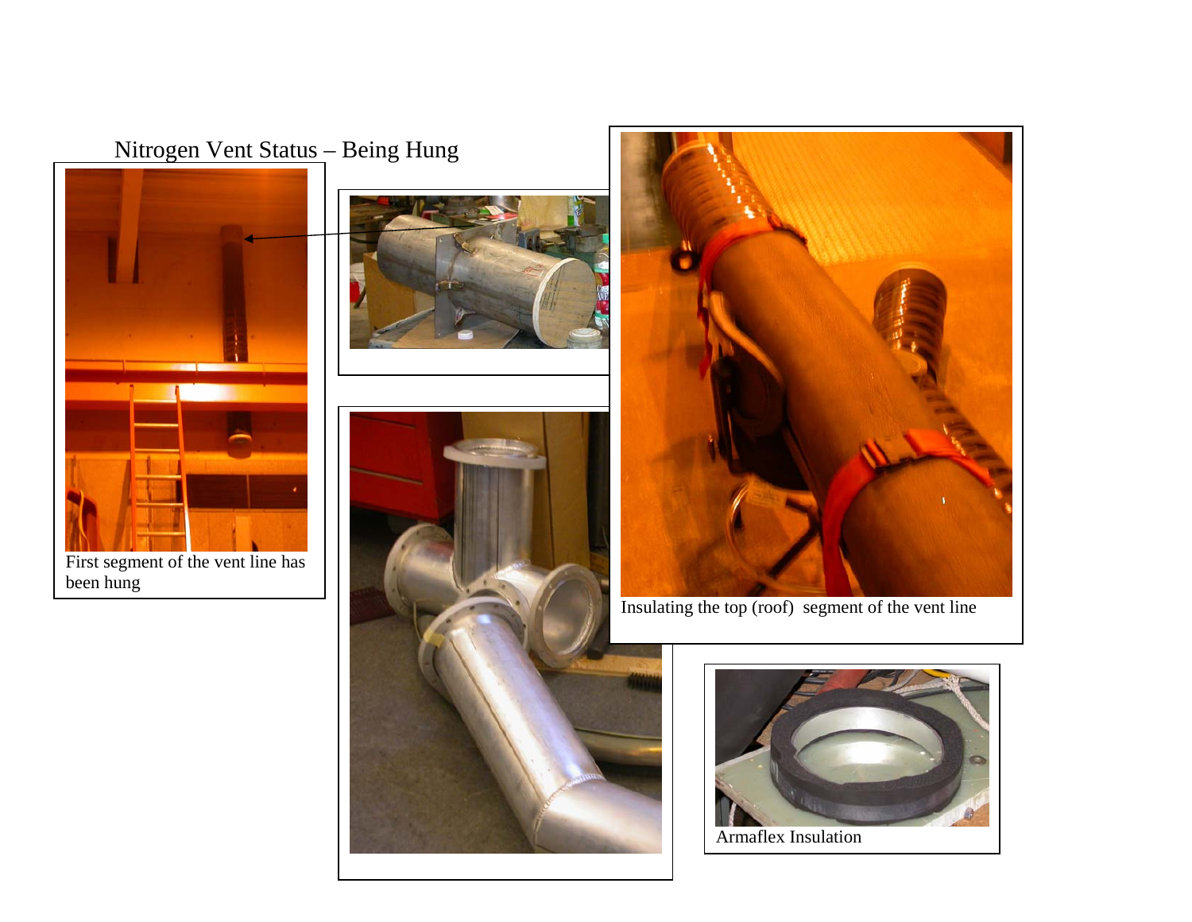# Nitrogen Vent Status – Being Hung

First segment of the vent line has been hung

Insulating the top (roof) segment of the vent line

Armaflex Insulation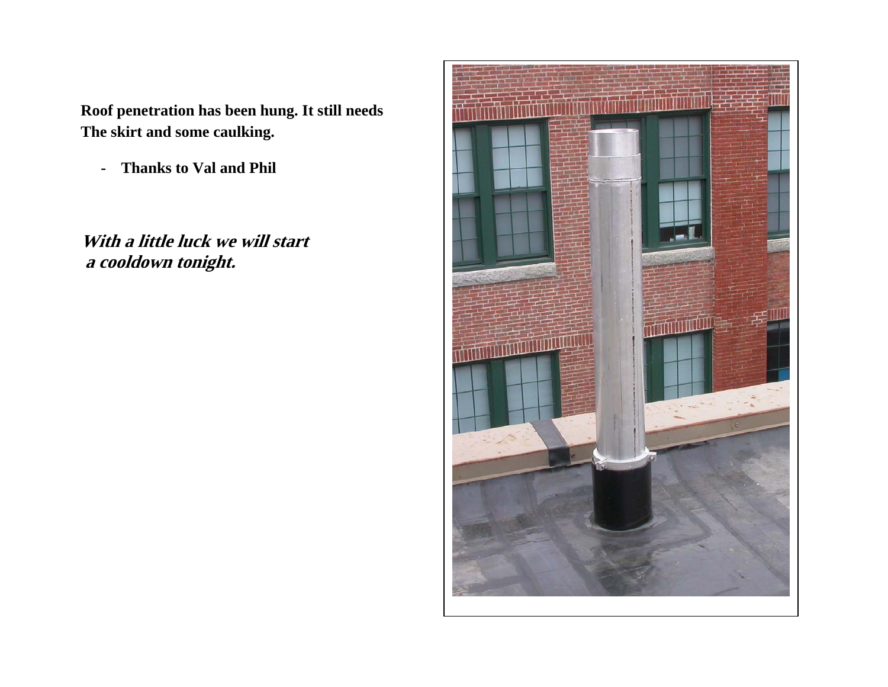**Roof penetration has been hung. It still needs The skirt and some caulking.**

- **Thanks to Val and Phil**

***With a little luck we will start a cooldown tonight.***